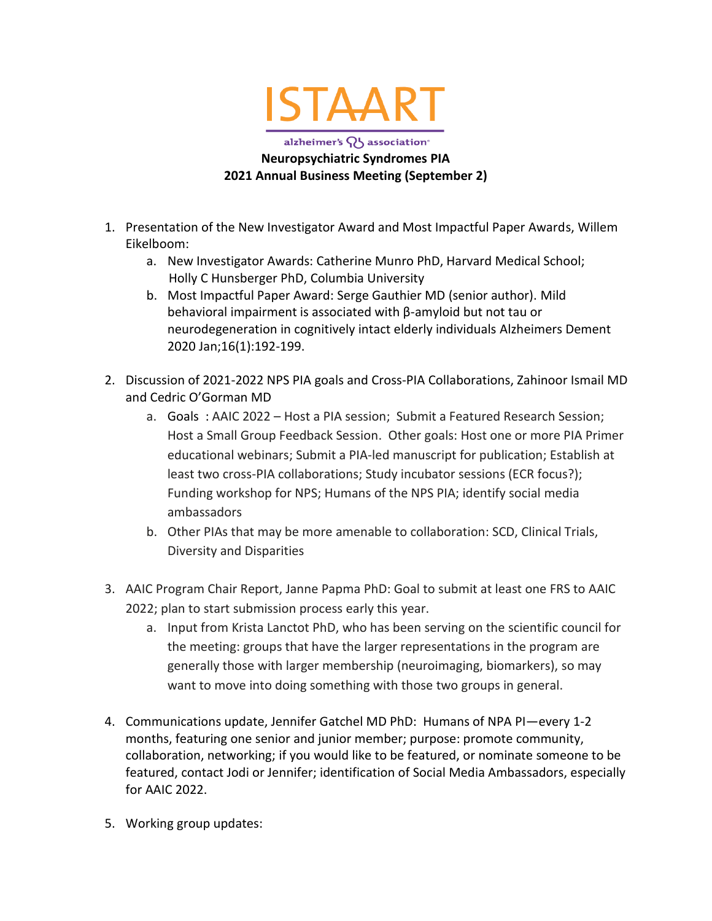ISTAART

alzheimer's association

**Neuropsychiatric Syndromes PIA**
**2021 Annual Business Meeting (September 2)**

1. Presentation of the New Investigator Award and Most Impactful Paper Awards, Willem Eikelboom:
   a. New Investigator Awards: Catherine Munro PhD, Harvard Medical School; Holly C Hunsberger PhD, Columbia University
   b. Most Impactful Paper Award: Serge Gauthier MD (senior author). Mild behavioral impairment is associated with β-amyloid but not tau or neurodegeneration in cognitively intact elderly individuals Alzheimers Dement 2020 Jan;16(1):192-199.

2. Discussion of 2021-2022 NPS PIA goals and Cross-PIA Collaborations, Zahinoor Ismail MD and Cedric O'Gorman MD
   a. Goals : AAIC 2022 – Host a PIA session; Submit a Featured Research Session; Host a Small Group Feedback Session. Other goals: Host one or more PIA Primer educational webinars; Submit a PIA-led manuscript for publication; Establish at least two cross-PIA collaborations; Study incubator sessions (ECR focus?); Funding workshop for NPS; Humans of the NPS PIA; identify social media ambassadors
   b. Other PIAs that may be more amenable to collaboration: SCD, Clinical Trials, Diversity and Disparities

3. AAIC Program Chair Report, Janne Papma PhD: Goal to submit at least one FRS to AAIC 2022; plan to start submission process early this year.
   a. Input from Krista Lanctot PhD, who has been serving on the scientific council for the meeting: groups that have the larger representations in the program are generally those with larger membership (neuroimaging, biomarkers), so may want to move into doing something with those two groups in general.

4. Communications update, Jennifer Gatchel MD PhD: Humans of NPA PI—every 1-2 months, featuring one senior and junior member; purpose: promote community, collaboration, networking; if you would like to be featured, or nominate someone to be featured, contact Jodi or Jennifer; identification of Social Media Ambassadors, especially for AAIC 2022.

5. Working group updates: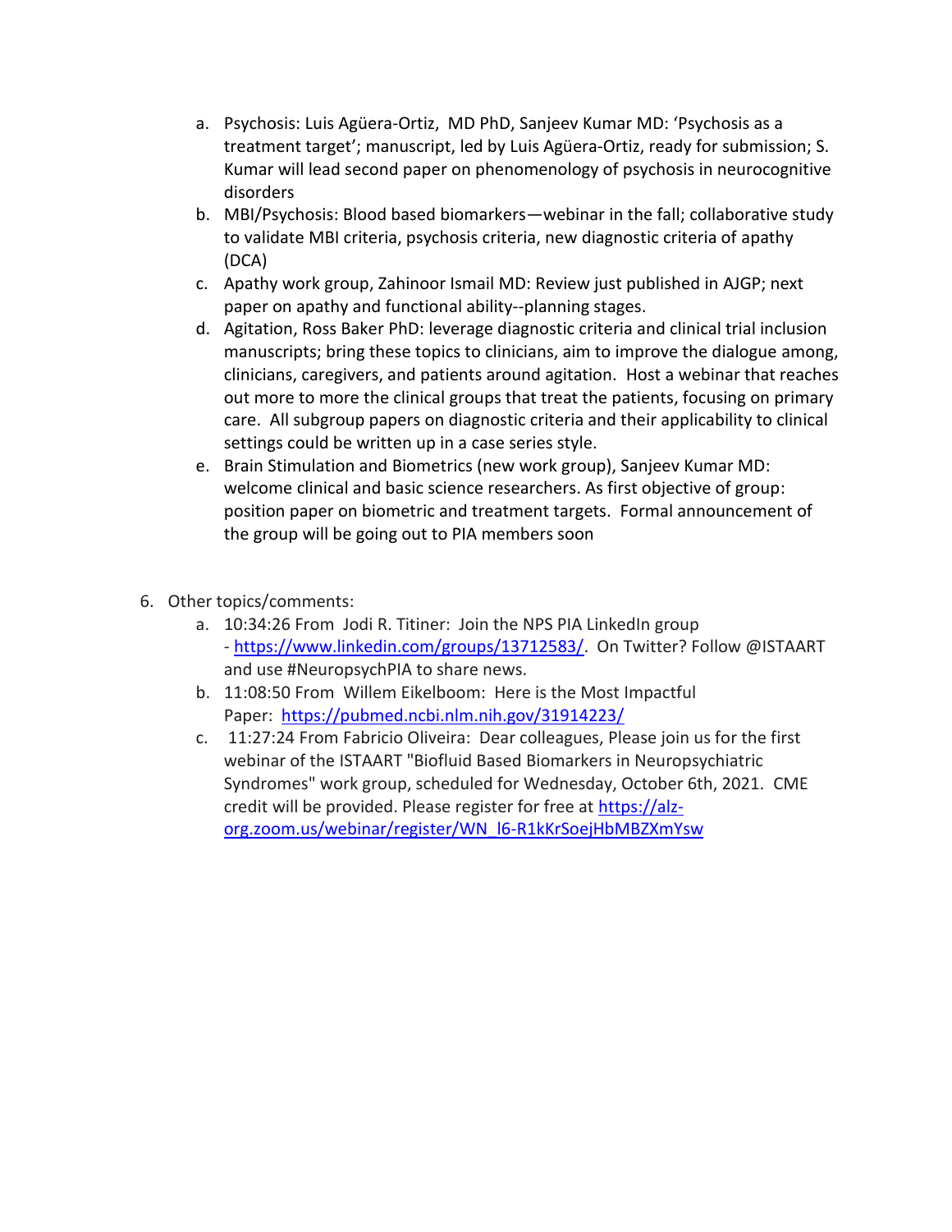a. Psychosis: Luis Agüera-Ortiz, MD PhD, Sanjeev Kumar MD: 'Psychosis as a treatment target'; manuscript, led by Luis Agüera-Ortiz, ready for submission; S. Kumar will lead second paper on phenomenology of psychosis in neurocognitive disorders

b. MBI/Psychosis: Blood based biomarkers—webinar in the fall; collaborative study to validate MBI criteria, psychosis criteria, new diagnostic criteria of apathy (DCA)

c. Apathy work group, Zahinoor Ismail MD: Review just published in AJGP; next paper on apathy and functional ability--planning stages.

d. Agitation, Ross Baker PhD: leverage diagnostic criteria and clinical trial inclusion manuscripts; bring these topics to clinicians, aim to improve the dialogue among, clinicians, caregivers, and patients around agitation. Host a webinar that reaches out more to more the clinical groups that treat the patients, focusing on primary care. All subgroup papers on diagnostic criteria and their applicability to clinical settings could be written up in a case series style.

e. Brain Stimulation and Biometrics (new work group), Sanjeev Kumar MD: welcome clinical and basic science researchers. As first objective of group: position paper on biometric and treatment targets. Formal announcement of the group will be going out to PIA members soon

6. Other topics/comments:
   a. 10:34:26 From Jodi R. Titiner: Join the NPS PIA LinkedIn group - https://www.linkedin.com/groups/13712583/. On Twitter? Follow @ISTAART and use #NeuropsychPIA to share news.
   b. 11:08:50 From Willem Eikelboom: Here is the Most Impactful Paper: https://pubmed.ncbi.nlm.nih.gov/31914223/
   c. 11:27:24 From Fabricio Oliveira: Dear colleagues, Please join us for the first webinar of the ISTAART "Biofluid Based Biomarkers in Neuropsychiatric Syndromes" work group, scheduled for Wednesday, October 6th, 2021. CME credit will be provided. Please register for free at https://alz-org.zoom.us/webinar/register/WN_l6-R1kKrSoejHbMBZXmYsw